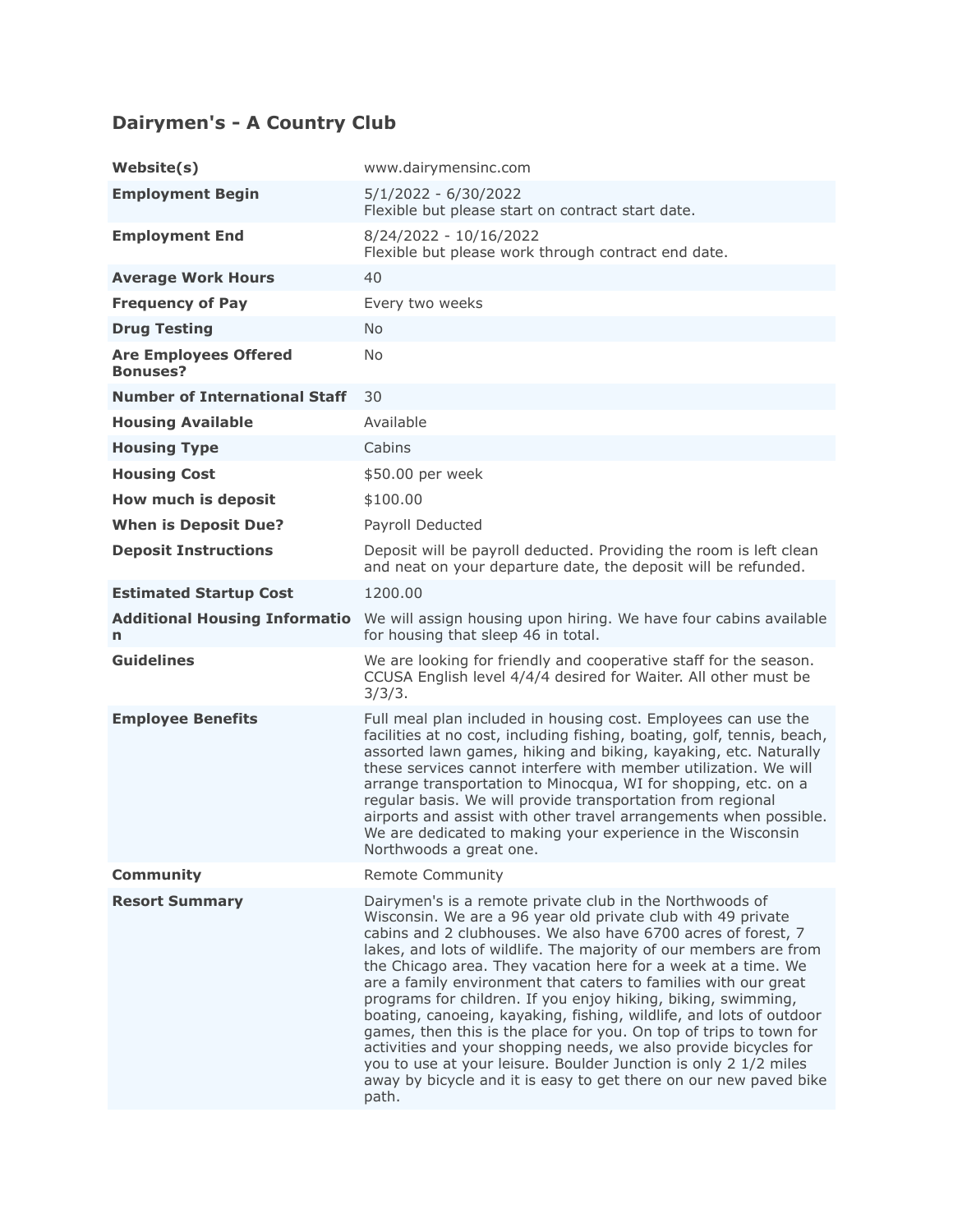# Dairymen's - A Country Club

| | |
|---|---|
| **Website(s)** | www.dairymensinc.com |
| **Employment Begin** | 5/1/2022 - 6/30/2022<br>Flexible but please start on contract start date. |
| **Employment End** | 8/24/2022 - 10/16/2022<br>Flexible but please work through contract end date. |
| **Average Work Hours** | 40 |
| **Frequency of Pay** | Every two weeks |
| **Drug Testing** | No |
| **Are Employees Offered Bonuses?** | No |
| **Number of International Staff** | 30 |
| **Housing Available** | Available |
| **Housing Type** | Cabins |
| **Housing Cost** | $50.00 per week |
| **How much is deposit** | $100.00 |
| **When is Deposit Due?** | Payroll Deducted |
| **Deposit Instructions** | Deposit will be payroll deducted. Providing the room is left clean and neat on your departure date, the deposit will be refunded. |
| **Estimated Startup Cost** | 1200.00 |
| **Additional Housing Information** | We will assign housing upon hiring. We have four cabins available for housing that sleep 46 in total. |
| **Guidelines** | We are looking for friendly and cooperative staff for the season. CCUSA English level 4/4/4 desired for Waiter. All other must be 3/3/3. |
| **Employee Benefits** | Full meal plan included in housing cost. Employees can use the facilities at no cost, including fishing, boating, golf, tennis, beach, assorted lawn games, hiking and biking, kayaking, etc. Naturally these services cannot interfere with member utilization. We will arrange transportation to Minocqua, WI for shopping, etc. on a regular basis. We will provide transportation from regional airports and assist with other travel arrangements when possible. We are dedicated to making your experience in the Wisconsin Northwoods a great one. |
| **Community** | Remote Community |
| **Resort Summary** | Dairymen's is a remote private club in the Northwoods of Wisconsin. We are a 96 year old private club with 49 private cabins and 2 clubhouses. We also have 6700 acres of forest, 7 lakes, and lots of wildlife. The majority of our members are from the Chicago area. They vacation here for a week at a time. We are a family environment that caters to families with our great programs for children. If you enjoy hiking, biking, swimming, boating, canoeing, kayaking, fishing, wildlife, and lots of outdoor games, then this is the place for you. On top of trips to town for activities and your shopping needs, we also provide bicycles for you to use at your leisure. Boulder Junction is only 2 1/2 miles away by bicycle and it is easy to get there on our new paved bike path. |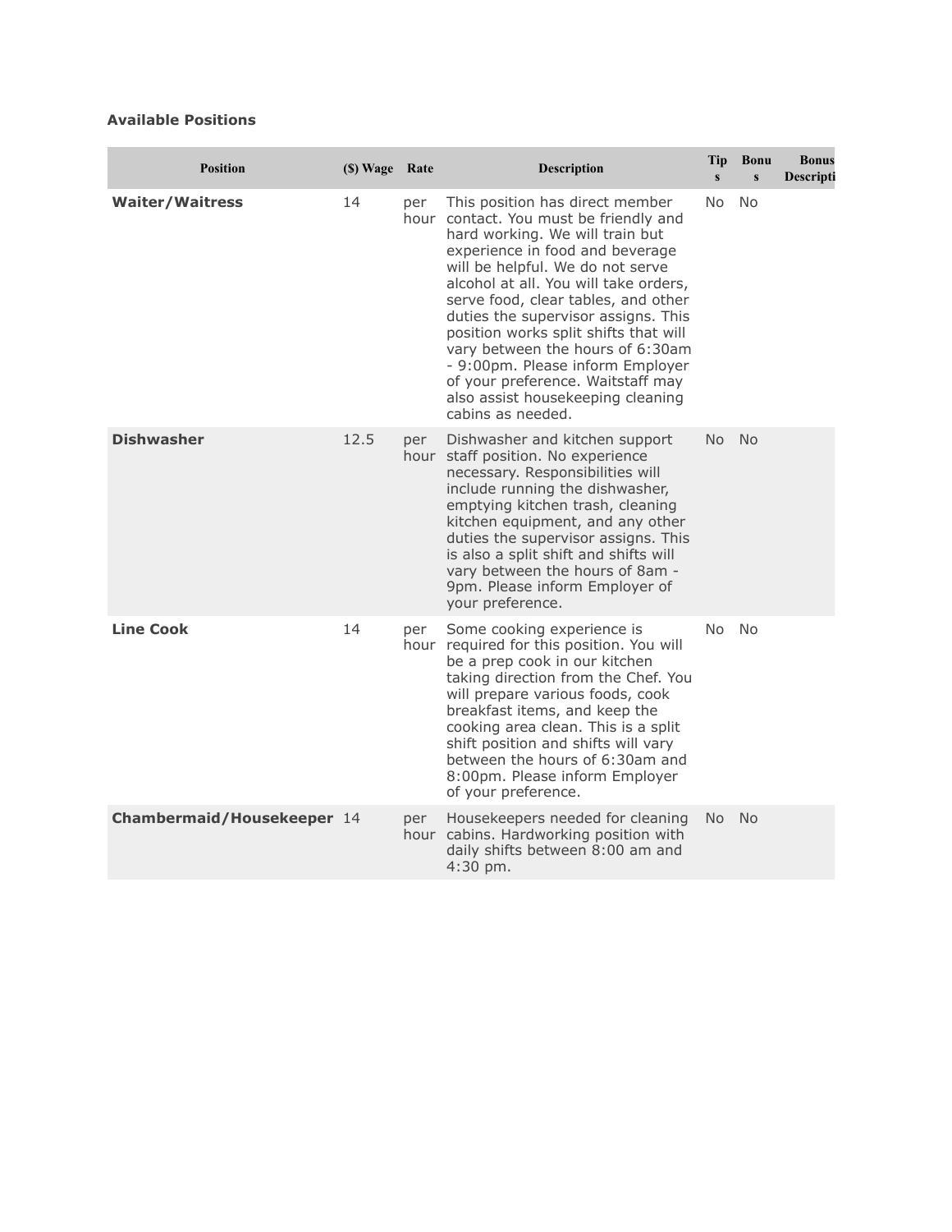**Available Positions**

| Position | ($) Wage | Rate | Description | Tips | Bonus | Bonus Descripti |
|---|---|---|---|---|---|---|
| **Waiter/Waitress** | 14 | per hour | This position has direct member contact. You must be friendly and hard working. We will train but experience in food and beverage will be helpful. We do not serve alcohol at all. You will take orders, serve food, clear tables, and other duties the supervisor assigns. This position works split shifts that will vary between the hours of 6:30am - 9:00pm. Please inform Employer of your preference. Waitstaff may also assist housekeeping cleaning cabins as needed. | No | No | |
| **Dishwasher** | 12.5 | per hour | Dishwasher and kitchen support staff position. No experience necessary. Responsibilities will include running the dishwasher, emptying kitchen trash, cleaning kitchen equipment, and any other duties the supervisor assigns. This is also a split shift and shifts will vary between the hours of 8am - 9pm. Please inform Employer of your preference. | No | No | |
| **Line Cook** | 14 | per hour | Some cooking experience is required for this position. You will be a prep cook in our kitchen taking direction from the Chef. You will prepare various foods, cook breakfast items, and keep the cooking area clean. This is a split shift position and shifts will vary between the hours of 6:30am and 8:00pm. Please inform Employer of your preference. | No | No | |
| **Chambermaid/Housekeeper** | 14 | per hour | Housekeepers needed for cleaning cabins. Hardworking position with daily shifts between 8:00 am and 4:30 pm. | No | No | |